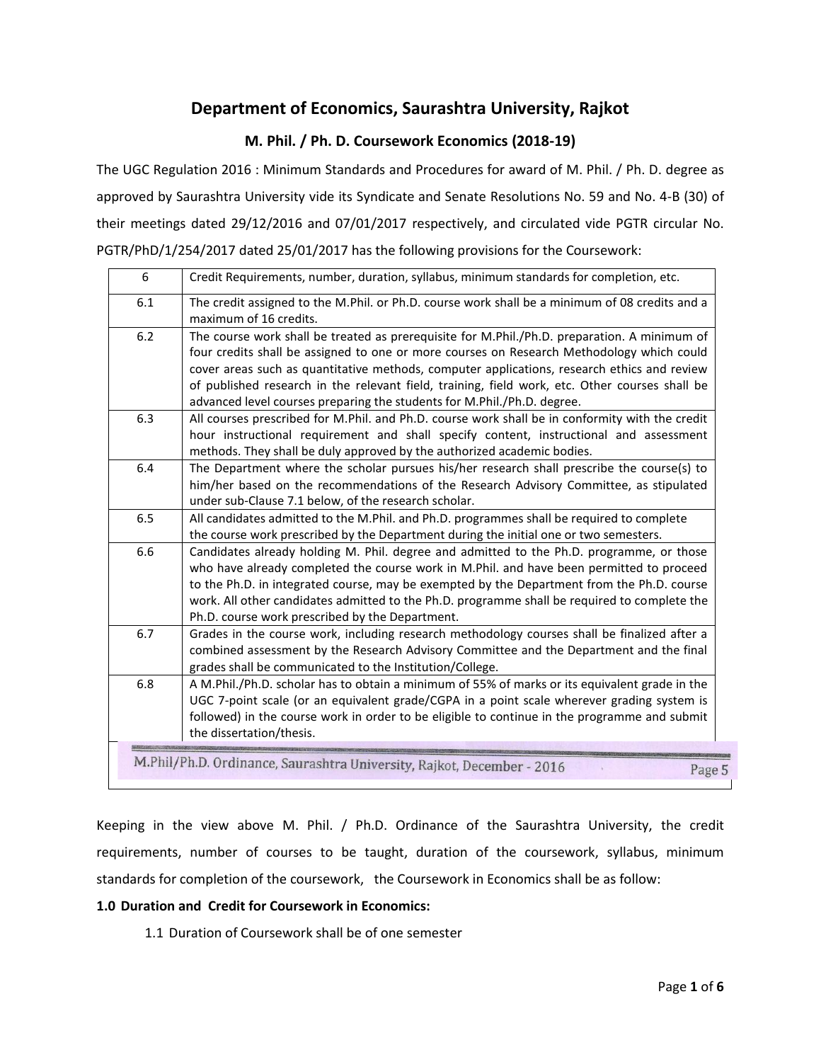# Department of Economics, Saurashtra University, Rajkot

## M. Phil. / Ph. D. Coursework Economics (2018-19)

The UGC Regulation 2016 : Minimum Standards and Procedures for award of M. Phil. / Ph. D. degree as approved by Saurashtra University vide its Syndicate and Senate Resolutions No. 59 and No. 4-B (30) of their meetings dated 29/12/2016 and 07/01/2017 respectively, and circulated vide PGTR circular No. PGTR/PhD/1/254/2017 dated 25/01/2017 has the following provisions for the Coursework:

| 6 | Credit Requirements, number, duration, syllabus, minimum standards for completion, etc. |
|---|---|
| 6.1 | The credit assigned to the M.Phil. or Ph.D. course work shall be a minimum of 08 credits and a maximum of 16 credits. |
| 6.2 | The course work shall be treated as prerequisite for M.Phil./Ph.D. preparation. A minimum of four credits shall be assigned to one or more courses on Research Methodology which could cover areas such as quantitative methods, computer applications, research ethics and review of published research in the relevant field, training, field work, etc. Other courses shall be advanced level courses preparing the students for M.Phil./Ph.D. degree. |
| 6.3 | All courses prescribed for M.Phil. and Ph.D. course work shall be in conformity with the credit hour instructional requirement and shall specify content, instructional and assessment methods. They shall be duly approved by the authorized academic bodies. |
| 6.4 | The Department where the scholar pursues his/her research shall prescribe the course(s) to him/her based on the recommendations of the Research Advisory Committee, as stipulated under sub-Clause 7.1 below, of the research scholar. |
| 6.5 | All candidates admitted to the M.Phil. and Ph.D. programmes shall be required to complete the course work prescribed by the Department during the initial one or two semesters. |
| 6.6 | Candidates already holding M. Phil. degree and admitted to the Ph.D. programme, or those who have already completed the course work in M.Phil. and have been permitted to proceed to the Ph.D. in integrated course, may be exempted by the Department from the Ph.D. course work. All other candidates admitted to the Ph.D. programme shall be required to complete the Ph.D. course work prescribed by the Department. |
| 6.7 | Grades in the course work, including research methodology courses shall be finalized after a combined assessment by the Research Advisory Committee and the Department and the final grades shall be communicated to the Institution/College. |
| 6.8 | A M.Phil./Ph.D. scholar has to obtain a minimum of 55% of marks or its equivalent grade in the UGC 7-point scale (or an equivalent grade/CGPA in a point scale wherever grading system is followed) in the course work in order to be eligible to continue in the programme and submit the dissertation/thesis. |

M.Phil/Ph.D. Ordinance, Saurashtra University, Rajkot, December - 2016 Page 5

Keeping in the view above M. Phil. / Ph.D. Ordinance of the Saurashtra University, the credit requirements, number of courses to be taught, duration of the coursework, syllabus, minimum standards for completion of the coursework, the Coursework in Economics shall be as follow:

**1.0 Duration and Credit for Coursework in Economics:**

1.1 Duration of Coursework shall be of one semester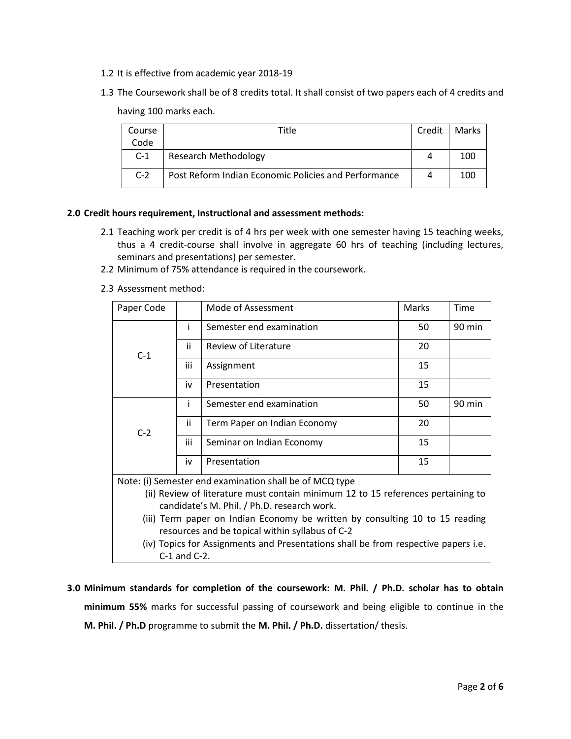1.2 It is effective from academic year 2018-19

1.3 The Coursework shall be of 8 credits total. It shall consist of two papers each of 4 credits and having 100 marks each.

| Course Code | Title | Credit | Marks |
|---|---|---|---|
| C-1 | Research Methodology | 4 | 100 |
| C-2 | Post Reform Indian Economic Policies and Performance | 4 | 100 |

**2.0 Credit hours requirement, Instructional and assessment methods:**

2.1 Teaching work per credit is of 4 hrs per week with one semester having 15 teaching weeks, thus a 4 credit-course shall involve in aggregate 60 hrs of teaching (including lectures, seminars and presentations) per semester.

2.2 Minimum of 75% attendance is required in the coursework.

2.3 Assessment method:

| Paper Code | | Mode of Assessment | Marks | Time |
|---|---|---|---|---|
| C-1 | i | Semester end examination | 50 | 90 min |
| | ii | Review of Literature | 20 | |
| | iii | Assignment | 15 | |
| | iv | Presentation | 15 | |
| C-2 | i | Semester end examination | 50 | 90 min |
| | ii | Term Paper on Indian Economy | 20 | |
| | iii | Seminar on Indian Economy | 15 | |
| | iv | Presentation | 15 | |

Note: (i) Semester end examination shall be of MCQ type

(ii) Review of literature must contain minimum 12 to 15 references pertaining to candidate's M. Phil. / Ph.D. research work.

(iii) Term paper on Indian Economy be written by consulting 10 to 15 reading resources and be topical within syllabus of C-2

(iv) Topics for Assignments and Presentations shall be from respective papers i.e. C-1 and C-2.

**3.0 Minimum standards for completion of the coursework: M. Phil. / Ph.D. scholar has to obtain minimum 55%** marks for successful passing of coursework and being eligible to continue in the **M. Phil. / Ph.D** programme to submit the **M. Phil. / Ph.D.** dissertation/ thesis.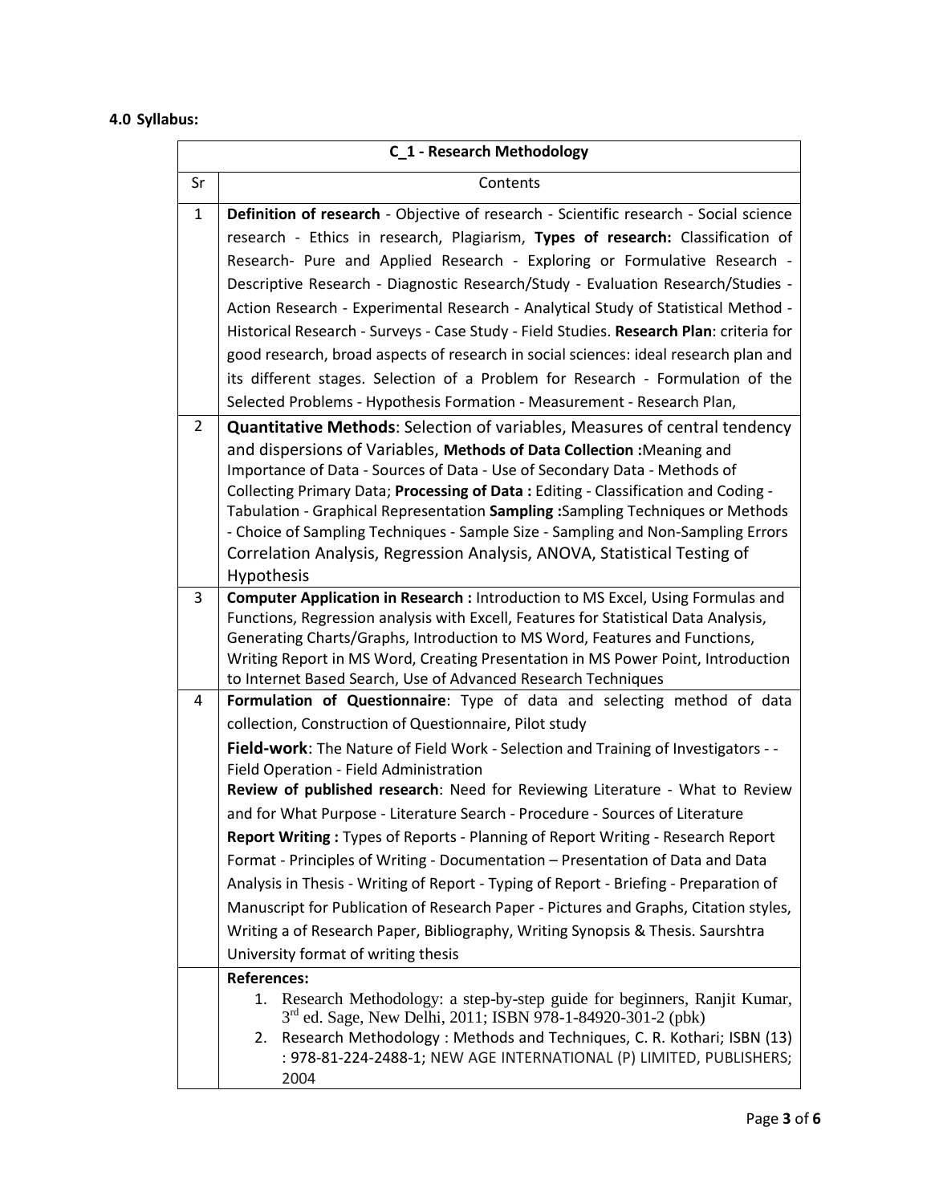**4.0 Syllabus:**

| C_1 - Research Methodology | |
|---|---|
| Sr | Contents |
| 1 | **Definition of research** - Objective of research - Scientific research - Social science research - Ethics in research, Plagiarism, **Types of research:** Classification of Research- Pure and Applied Research - Exploring or Formulative Research - Descriptive Research - Diagnostic Research/Study - Evaluation Research/Studies - Action Research - Experimental Research - Analytical Study of Statistical Method - Historical Research - Surveys - Case Study - Field Studies. **Research Plan**: criteria for good research, broad aspects of research in social sciences: ideal research plan and its different stages. Selection of a Problem for Research - Formulation of the Selected Problems - Hypothesis Formation - Measurement - Research Plan, |
| 2 | **Quantitative Methods**: Selection of variables, Measures of central tendency and dispersions of Variables, **Methods of Data Collection :**Meaning and Importance of Data - Sources of Data - Use of Secondary Data - Methods of Collecting Primary Data; **Processing of Data :** Editing - Classification and Coding - Tabulation - Graphical Representation **Sampling :**Sampling Techniques or Methods - Choice of Sampling Techniques - Sample Size - Sampling and Non-Sampling Errors Correlation Analysis, Regression Analysis, ANOVA, Statistical Testing of Hypothesis |
| 3 | **Computer Application in Research :** Introduction to MS Excel, Using Formulas and Functions, Regression analysis with Excell, Features for Statistical Data Analysis, Generating Charts/Graphs, Introduction to MS Word, Features and Functions, Writing Report in MS Word, Creating Presentation in MS Power Point, Introduction to Internet Based Search, Use of Advanced Research Techniques |
| 4 | **Formulation of Questionnaire**: Type of data and selecting method of data collection, Construction of Questionnaire, Pilot study<br>**Field-work**: The Nature of Field Work - Selection and Training of Investigators - - Field Operation - Field Administration<br>**Review of published research**: Need for Reviewing Literature - What to Review and for What Purpose - Literature Search - Procedure - Sources of Literature<br>**Report Writing :** Types of Reports - Planning of Report Writing - Research Report Format - Principles of Writing - Documentation – Presentation of Data and Data Analysis in Thesis - Writing of Report - Typing of Report - Briefing - Preparation of Manuscript for Publication of Research Paper - Pictures and Graphs, Citation styles, Writing a of Research Paper, Bibliography, Writing Synopsis & Thesis. Saurshtra University format of writing thesis |
| | **References:**<br>1. Research Methodology: a step-by-step guide for beginners, Ranjit Kumar, 3rd ed. Sage, New Delhi, 2011; ISBN 978-1-84920-301-2 (pbk)<br>2. Research Methodology : Methods and Techniques, C. R. Kothari; ISBN (13) : 978-81-224-2488-1; NEW AGE INTERNATIONAL (P) LIMITED, PUBLISHERS; 2004 |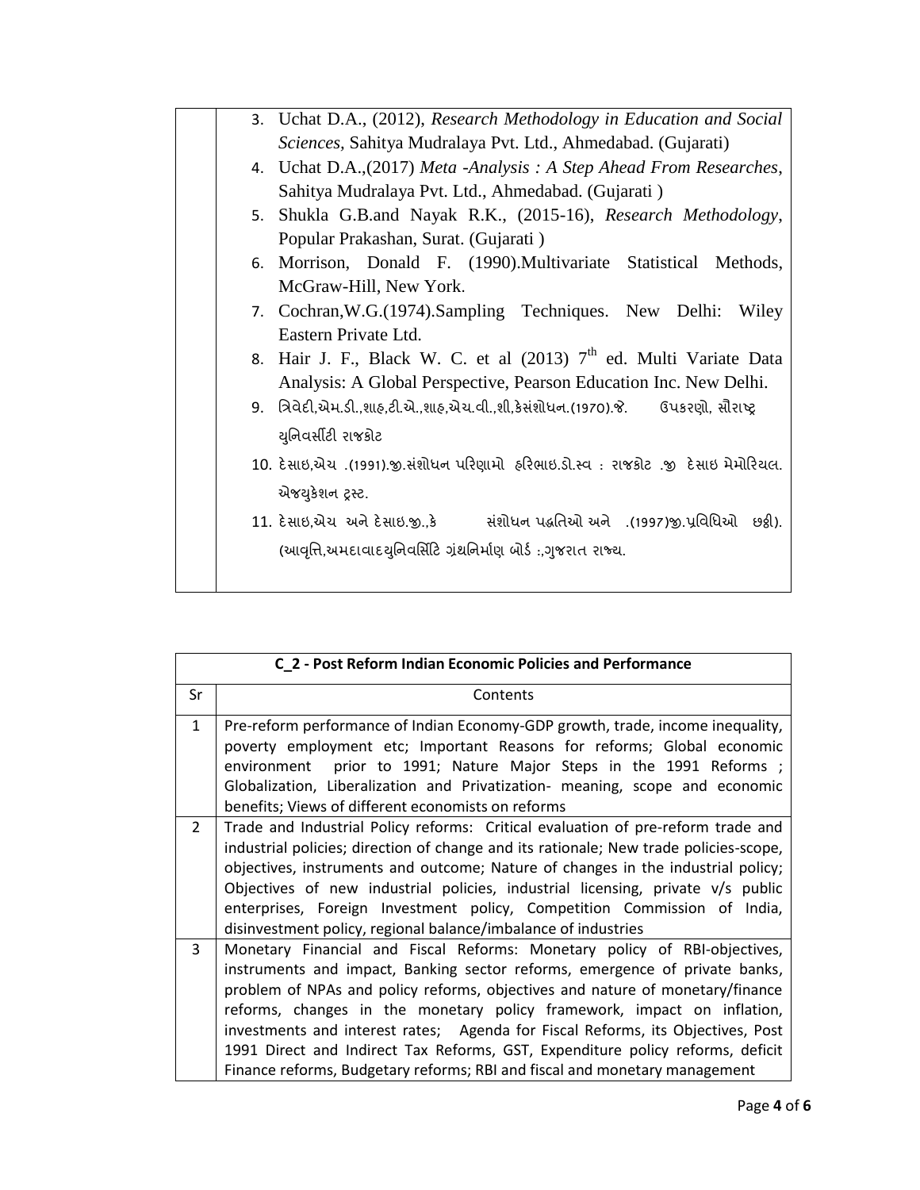| | |
|---|---|
| | 3. Uchat D.A., (2012), *Research Methodology in Education and Social Sciences*, Sahitya Mudralaya Pvt. Ltd., Ahmedabad. (Gujarati)<br>4. Uchat D.A.,(2017) *Meta -Analysis : A Step Ahead From Researches*, Sahitya Mudralaya Pvt. Ltd., Ahmedabad. (Gujarati )<br>5. Shukla G.B.and Nayak R.K., (2015-16), *Research Methodology*, Popular Prakashan, Surat. (Gujarati )<br>6. Morrison, Donald F. (1990).Multivariate Statistical Methods, McGraw-Hill, New York.<br>7. Cochran,W.G.(1974).Sampling Techniques. New Delhi: Wiley Eastern Private Ltd.<br>8. Hair J. F., Black W. C. et al (2013) 7th ed. Multi Variate Data Analysis: A Global Perspective, Pearson Education Inc. New Delhi.<br>9. ત્રિવેદી,એમ.ડી.,શાહ,ટી.એ.,શાહ,એચ.વી.,શી,કેસંશોધન.(1970).જે. ઉપકરણો, સૌરાષ્ટ્ર યુનિવર્સીટી રાજકોટ<br>10. દેસાઇ,એચ .(1991).જી.સંશોધન પરિણામો હરિભાઇ.ડો.સ્વ : રાજકોટ .જી દેસાઇ મેમોરિયલ. એજ્યુકેશન ટ્રસ્ટ.<br>11. દેસાઇ,એચ અને દેસાઇ.જી.,કે સંશોધન પદ્ધતિઓ અને .(1997)જી.પ્રવિધિઓ છઠ્ઠી). (આવૃત્તિ,અમદાવાદયુનિવર્સિટિ ગ્રંથનિર્માણ બોર્ડ :,ગુજરાત રાજ્ય. |

| **C_2 - Post Reform Indian Economic Policies and Performance** | |
|---|---|
| Sr | Contents |
| 1 | Pre-reform performance of Indian Economy-GDP growth, trade, income inequality, poverty employment etc; Important Reasons for reforms; Global economic environment prior to 1991; Nature Major Steps in the 1991 Reforms ; Globalization, Liberalization and Privatization- meaning, scope and economic benefits; Views of different economists on reforms |
| 2 | Trade and Industrial Policy reforms: Critical evaluation of pre-reform trade and industrial policies; direction of change and its rationale; New trade policies-scope, objectives, instruments and outcome; Nature of changes in the industrial policy; Objectives of new industrial policies, industrial licensing, private v/s public enterprises, Foreign Investment policy, Competition Commission of India, disinvestment policy, regional balance/imbalance of industries |
| 3 | Monetary Financial and Fiscal Reforms: Monetary policy of RBI-objectives, instruments and impact, Banking sector reforms, emergence of private banks, problem of NPAs and policy reforms, objectives and nature of monetary/finance reforms, changes in the monetary policy framework, impact on inflation, investments and interest rates; Agenda for Fiscal Reforms, its Objectives, Post 1991 Direct and Indirect Tax Reforms, GST, Expenditure policy reforms, deficit Finance reforms, Budgetary reforms; RBI and fiscal and monetary management |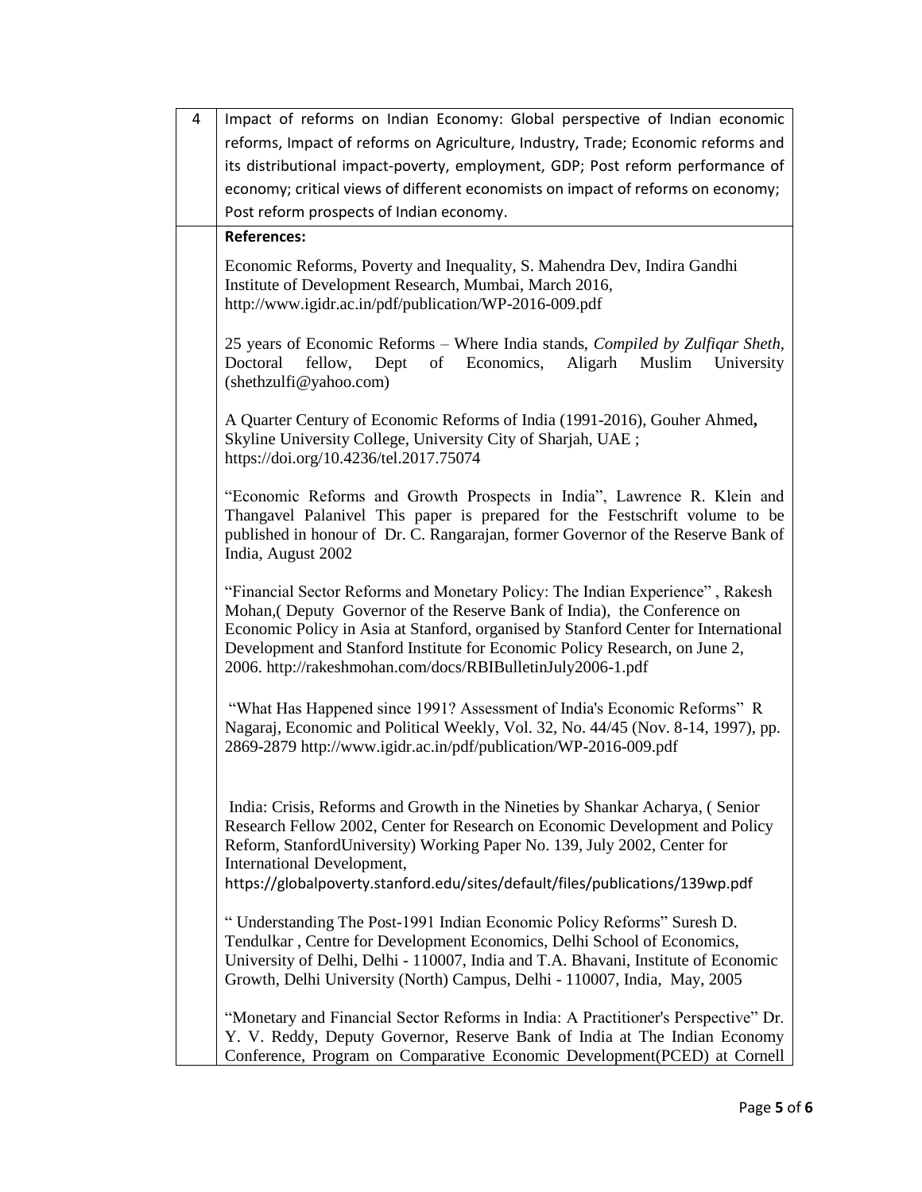| 4 | Impact of reforms on Indian Economy: Global perspective of Indian economic reforms, Impact of reforms on Agriculture, Industry, Trade; Economic reforms and its distributional impact-poverty, employment, GDP; Post reform performance of economy; critical views of different economists on impact of reforms on economy; Post reform prospects of Indian economy. |
|---|---|

**References:**

Economic Reforms, Poverty and Inequality, S. Mahendra Dev, Indira Gandhi Institute of Development Research, Mumbai, March 2016, http://www.igidr.ac.in/pdf/publication/WP-2016-009.pdf

25 years of Economic Reforms – Where India stands, *Compiled by Zulfiqar Sheth,* Doctoral fellow, Dept of Economics, Aligarh Muslim University (shethzulfi@yahoo.com)

A Quarter Century of Economic Reforms of India (1991-2016), Gouher Ahmed**,** Skyline University College, University City of Sharjah, UAE ; https://doi.org/10.4236/tel.2017.75074

"Economic Reforms and Growth Prospects in India", Lawrence R. Klein and Thangavel Palanivel This paper is prepared for the Festschrift volume to be published in honour of Dr. C. Rangarajan, former Governor of the Reserve Bank of India, August 2002

"Financial Sector Reforms and Monetary Policy: The Indian Experience" , Rakesh Mohan,( Deputy Governor of the Reserve Bank of India), the Conference on Economic Policy in Asia at Stanford, organised by Stanford Center for International Development and Stanford Institute for Economic Policy Research, on June 2, 2006. http://rakeshmohan.com/docs/RBIBulletinJuly2006-1.pdf

"What Has Happened since 1991? Assessment of India's Economic Reforms" R Nagaraj, Economic and Political Weekly, Vol. 32, No. 44/45 (Nov. 8-14, 1997), pp. 2869-2879 http://www.igidr.ac.in/pdf/publication/WP-2016-009.pdf

India: Crisis, Reforms and Growth in the Nineties by Shankar Acharya, ( Senior Research Fellow 2002, Center for Research on Economic Development and Policy Reform, StanfordUniversity) Working Paper No. 139, July 2002, Center for International Development, https://globalpoverty.stanford.edu/sites/default/files/publications/139wp.pdf

" Understanding The Post-1991 Indian Economic Policy Reforms" Suresh D. Tendulkar , Centre for Development Economics, Delhi School of Economics, University of Delhi, Delhi - 110007, India and T.A. Bhavani, Institute of Economic Growth, Delhi University (North) Campus, Delhi - 110007, India, May, 2005

"Monetary and Financial Sector Reforms in India: A Practitioner's Perspective" Dr. Y. V. Reddy, Deputy Governor, Reserve Bank of India at The Indian Economy Conference, Program on Comparative Economic Development(PCED) at Cornell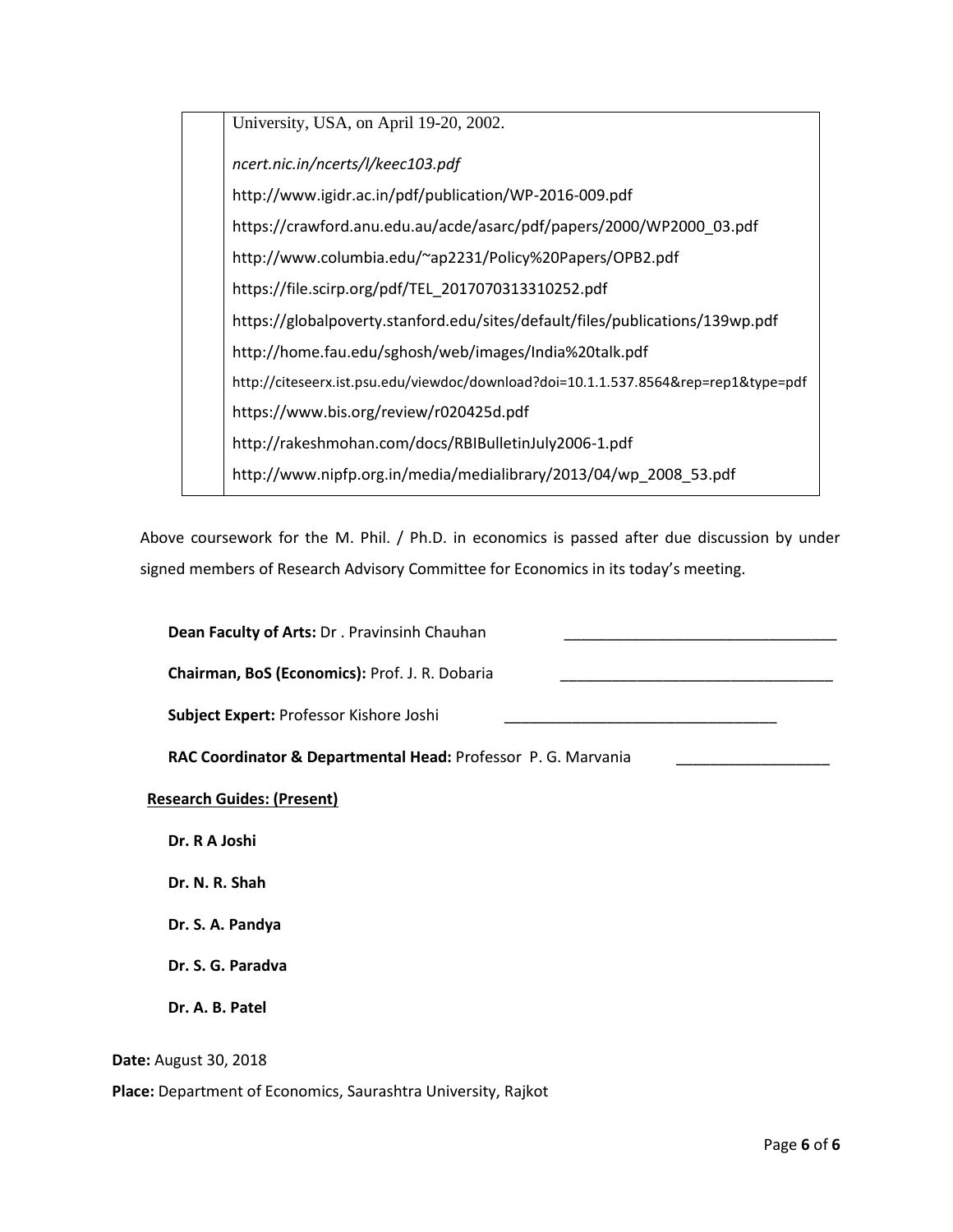| | |
|---|---|
| | University, USA, on April 19-20, 2002.<br><br>*ncert.nic.in/ncerts/l/keec103.pdf*<br><br>http://www.igidr.ac.in/pdf/publication/WP-2016-009.pdf<br><br>https://crawford.anu.edu.au/acde/asarc/pdf/papers/2000/WP2000_03.pdf<br><br>http://www.columbia.edu/~ap2231/Policy%20Papers/OPB2.pdf<br><br>https://file.scirp.org/pdf/TEL_2017070313310252.pdf<br><br>https://globalpoverty.stanford.edu/sites/default/files/publications/139wp.pdf<br><br>http://home.fau.edu/sghosh/web/images/India%20talk.pdf<br><br>http://citeseerx.ist.psu.edu/viewdoc/download?doi=10.1.1.537.8564&rep=rep1&type=pdf<br><br>https://www.bis.org/review/r020425d.pdf<br><br>http://rakeshmohan.com/docs/RBIBulletinJuly2006-1.pdf<br><br>http://www.nipfp.org.in/media/medialibrary/2013/04/wp_2008_53.pdf |

Above coursework for the M. Phil. / Ph.D. in economics is passed after due discussion by under signed members of Research Advisory Committee for Economics in its today's meeting.

**Dean Faculty of Arts:** Dr . Pravinsinh Chauhan ________________________________

**Chairman, BoS (Economics):** Prof. J. R. Dobaria ________________________________

**Subject Expert:** Professor Kishore Joshi ________________________________

**RAC Coordinator & Departmental Head:** Professor P. G. Marvania __________________

**Research Guides: (Present)**

**Dr. R A Joshi**

**Dr. N. R. Shah**

**Dr. S. A. Pandya**

**Dr. S. G. Paradva**

**Dr. A. B. Patel**

**Date:** August 30, 2018

**Place:** Department of Economics, Saurashtra University, Rajkot